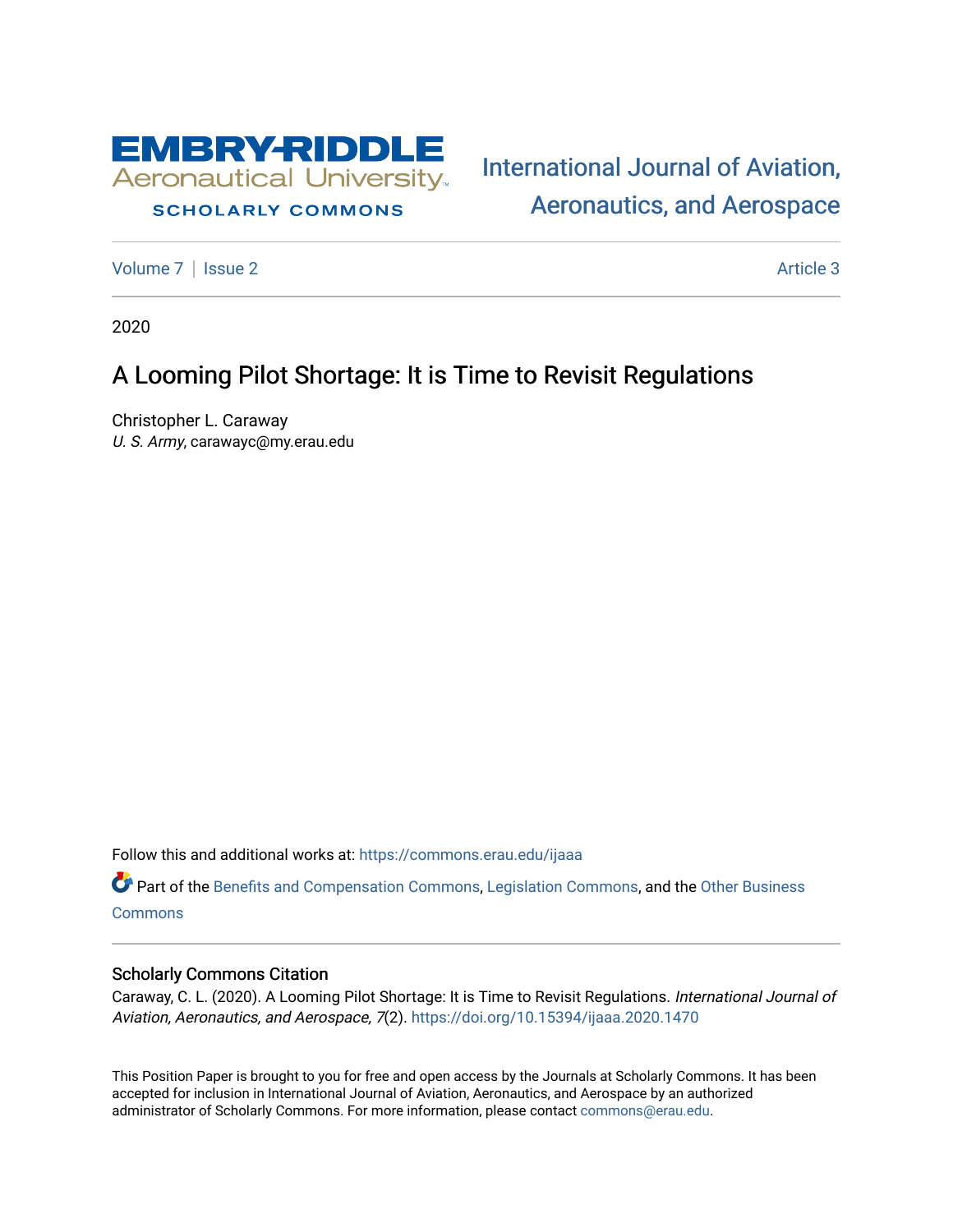EMBRY-RIDDLE Aeronautical University

SCHOLARLY COMMONS

International Journal of Aviation, Aeronautics, and Aerospace

Volume 7 | Issue 2 | Article 3

2020

# A Looming Pilot Shortage: It is Time to Revisit Regulations

Christopher L. Caraway
*U. S. Army*, carawayc@my.erau.edu

Follow this and additional works at: https://commons.erau.edu/ijaaa

Part of the Benefits and Compensation Commons, Legislation Commons, and the Other Business Commons

## Scholarly Commons Citation

Caraway, C. L. (2020). A Looming Pilot Shortage: It is Time to Revisit Regulations. *International Journal of Aviation, Aeronautics, and Aerospace, 7*(2). https://doi.org/10.15394/ijaaa.2020.1470

This Position Paper is brought to you for free and open access by the Journals at Scholarly Commons. It has been accepted for inclusion in International Journal of Aviation, Aeronautics, and Aerospace by an authorized administrator of Scholarly Commons. For more information, please contact commons@erau.edu.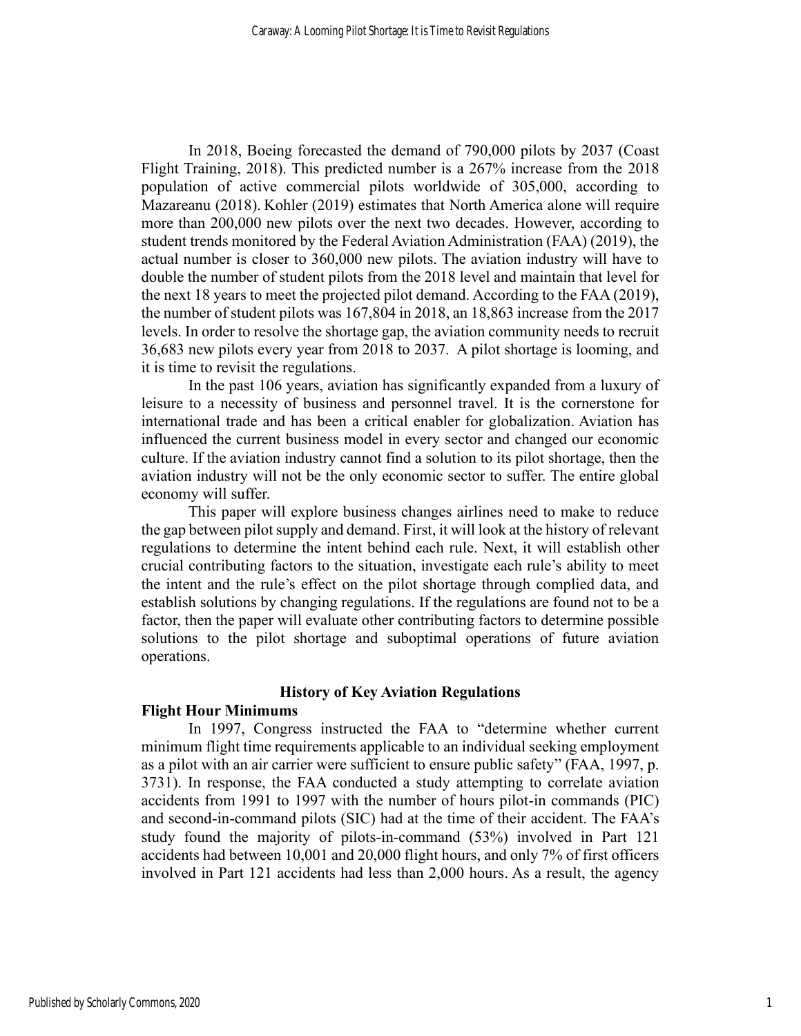In 2018, Boeing forecasted the demand of 790,000 pilots by 2037 (Coast Flight Training, 2018). This predicted number is a 267% increase from the 2018 population of active commercial pilots worldwide of 305,000, according to Mazareanu (2018). Kohler (2019) estimates that North America alone will require more than 200,000 new pilots over the next two decades. However, according to student trends monitored by the Federal Aviation Administration (FAA) (2019), the actual number is closer to 360,000 new pilots. The aviation industry will have to double the number of student pilots from the 2018 level and maintain that level for the next 18 years to meet the projected pilot demand. According to the FAA (2019), the number of student pilots was 167,804 in 2018, an 18,863 increase from the 2017 levels. In order to resolve the shortage gap, the aviation community needs to recruit 36,683 new pilots every year from 2018 to 2037. A pilot shortage is looming, and it is time to revisit the regulations.

In the past 106 years, aviation has significantly expanded from a luxury of leisure to a necessity of business and personnel travel. It is the cornerstone for international trade and has been a critical enabler for globalization. Aviation has influenced the current business model in every sector and changed our economic culture. If the aviation industry cannot find a solution to its pilot shortage, then the aviation industry will not be the only economic sector to suffer. The entire global economy will suffer.

This paper will explore business changes airlines need to make to reduce the gap between pilot supply and demand. First, it will look at the history of relevant regulations to determine the intent behind each rule. Next, it will establish other crucial contributing factors to the situation, investigate each rule's ability to meet the intent and the rule's effect on the pilot shortage through complied data, and establish solutions by changing regulations. If the regulations are found not to be a factor, then the paper will evaluate other contributing factors to determine possible solutions to the pilot shortage and suboptimal operations of future aviation operations.

## History of Key Aviation Regulations

### Flight Hour Minimums

In 1997, Congress instructed the FAA to "determine whether current minimum flight time requirements applicable to an individual seeking employment as a pilot with an air carrier were sufficient to ensure public safety" (FAA, 1997, p. 3731). In response, the FAA conducted a study attempting to correlate aviation accidents from 1991 to 1997 with the number of hours pilot-in commands (PIC) and second-in-command pilots (SIC) had at the time of their accident. The FAA's study found the majority of pilots-in-command (53%) involved in Part 121 accidents had between 10,001 and 20,000 flight hours, and only 7% of first officers involved in Part 121 accidents had less than 2,000 hours. As a result, the agency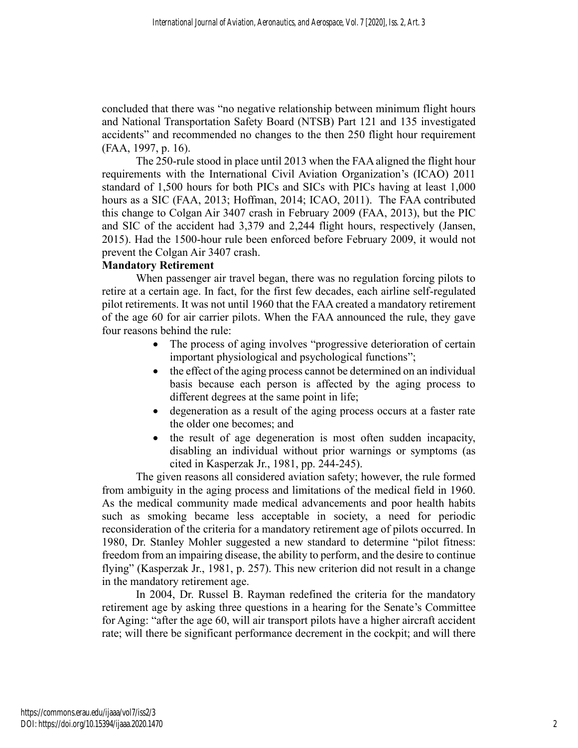concluded that there was "no negative relationship between minimum flight hours and National Transportation Safety Board (NTSB) Part 121 and 135 investigated accidents" and recommended no changes to the then 250 flight hour requirement (FAA, 1997, p. 16).

The 250-rule stood in place until 2013 when the FAA aligned the flight hour requirements with the International Civil Aviation Organization's (ICAO) 2011 standard of 1,500 hours for both PICs and SICs with PICs having at least 1,000 hours as a SIC (FAA, 2013; Hoffman, 2014; ICAO, 2011). The FAA contributed this change to Colgan Air 3407 crash in February 2009 (FAA, 2013), but the PIC and SIC of the accident had 3,379 and 2,244 flight hours, respectively (Jansen, 2015). Had the 1500-hour rule been enforced before February 2009, it would not prevent the Colgan Air 3407 crash.

**Mandatory Retirement**

When passenger air travel began, there was no regulation forcing pilots to retire at a certain age. In fact, for the first few decades, each airline self-regulated pilot retirements. It was not until 1960 that the FAA created a mandatory retirement of the age 60 for air carrier pilots. When the FAA announced the rule, they gave four reasons behind the rule:

- The process of aging involves "progressive deterioration of certain important physiological and psychological functions";
- the effect of the aging process cannot be determined on an individual basis because each person is affected by the aging process to different degrees at the same point in life;
- degeneration as a result of the aging process occurs at a faster rate the older one becomes; and
- the result of age degeneration is most often sudden incapacity, disabling an individual without prior warnings or symptoms (as cited in Kasperzak Jr., 1981, pp. 244-245).

The given reasons all considered aviation safety; however, the rule formed from ambiguity in the aging process and limitations of the medical field in 1960. As the medical community made medical advancements and poor health habits such as smoking became less acceptable in society, a need for periodic reconsideration of the criteria for a mandatory retirement age of pilots occurred. In 1980, Dr. Stanley Mohler suggested a new standard to determine "pilot fitness: freedom from an impairing disease, the ability to perform, and the desire to continue flying" (Kasperzak Jr., 1981, p. 257). This new criterion did not result in a change in the mandatory retirement age.

In 2004, Dr. Russel B. Rayman redefined the criteria for the mandatory retirement age by asking three questions in a hearing for the Senate's Committee for Aging: "after the age 60, will air transport pilots have a higher aircraft accident rate; will there be significant performance decrement in the cockpit; and will there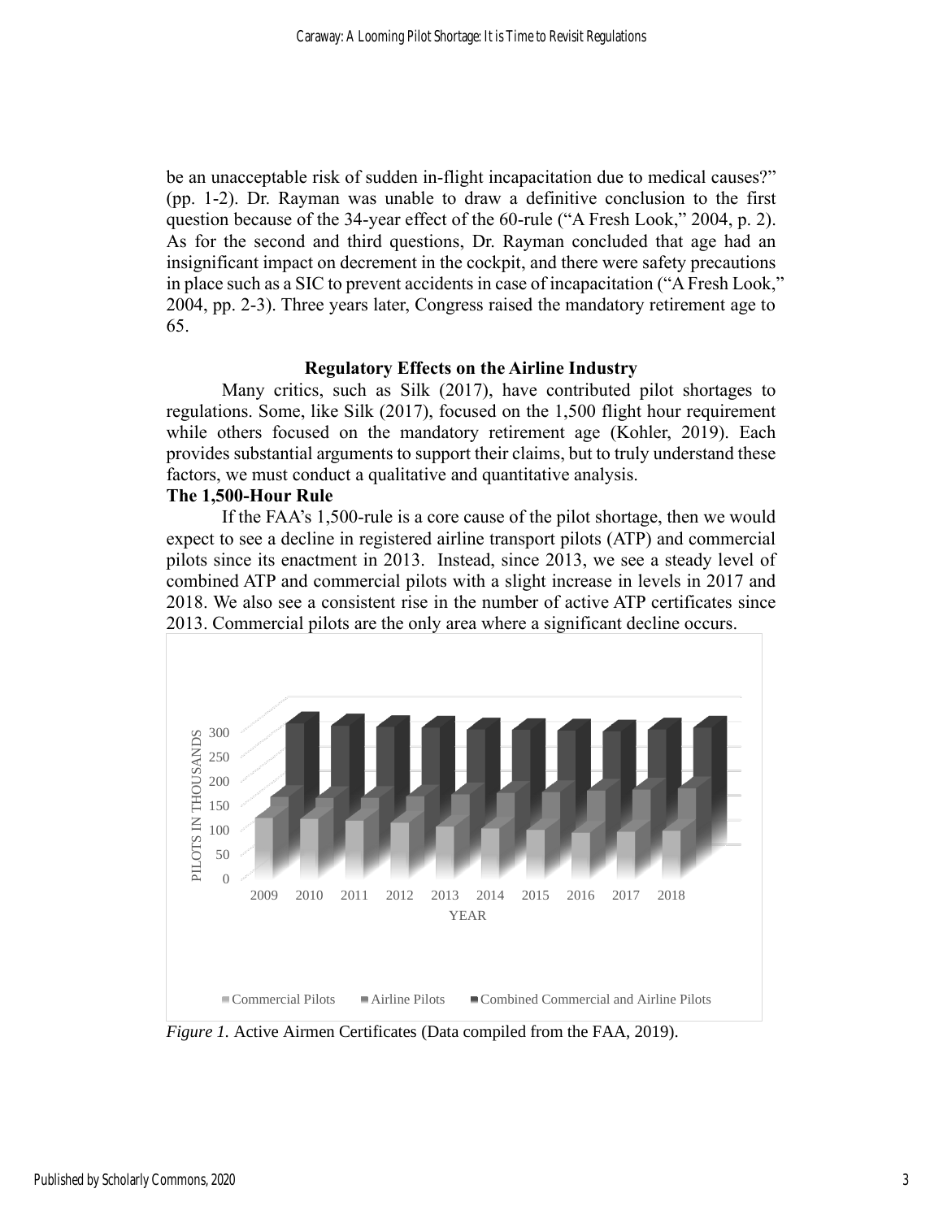be an unacceptable risk of sudden in-flight incapacitation due to medical causes?" (pp. 1-2). Dr. Rayman was unable to draw a definitive conclusion to the first question because of the 34-year effect of the 60-rule ("A Fresh Look," 2004, p. 2). As for the second and third questions, Dr. Rayman concluded that age had an insignificant impact on decrement in the cockpit, and there were safety precautions in place such as a SIC to prevent accidents in case of incapacitation ("A Fresh Look," 2004, pp. 2-3). Three years later, Congress raised the mandatory retirement age to 65.

## Regulatory Effects on the Airline Industry

Many critics, such as Silk (2017), have contributed pilot shortages to regulations. Some, like Silk (2017), focused on the 1,500 flight hour requirement while others focused on the mandatory retirement age (Kohler, 2019). Each provides substantial arguments to support their claims, but to truly understand these factors, we must conduct a qualitative and quantitative analysis.

### The 1,500-Hour Rule

If the FAA's 1,500-rule is a core cause of the pilot shortage, then we would expect to see a decline in registered airline transport pilots (ATP) and commercial pilots since its enactment in 2013. Instead, since 2013, we see a steady level of combined ATP and commercial pilots with a slight increase in levels in 2017 and 2018. We also see a consistent rise in the number of active ATP certificates since 2013. Commercial pilots are the only area where a significant decline occurs.

*Figure 1.* Active Airmen Certificates (Data compiled from the FAA, 2019).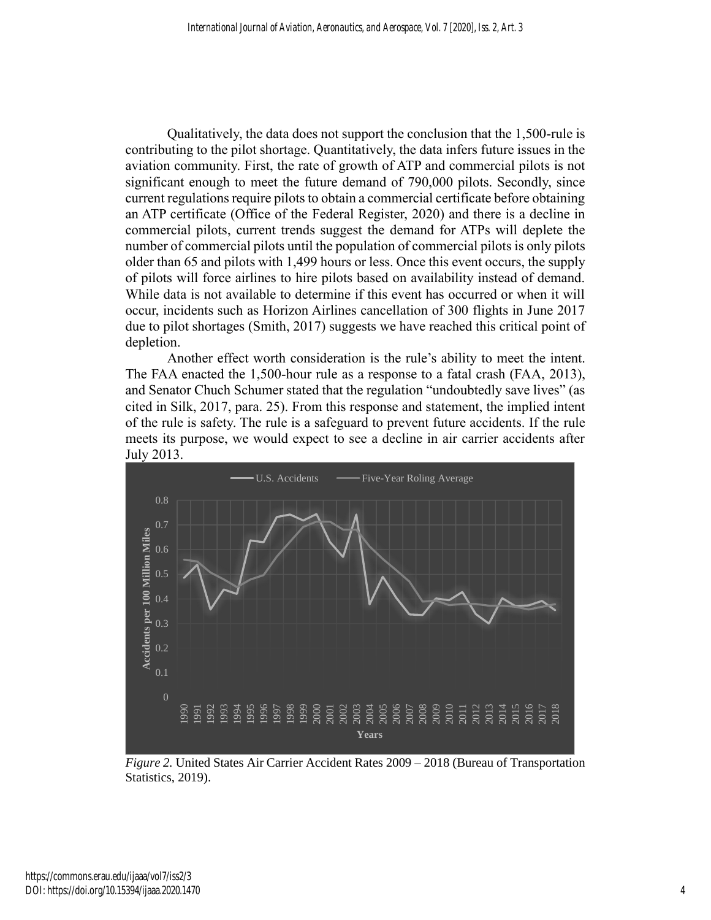Qualitatively, the data does not support the conclusion that the 1,500-rule is contributing to the pilot shortage. Quantitatively, the data infers future issues in the aviation community. First, the rate of growth of ATP and commercial pilots is not significant enough to meet the future demand of 790,000 pilots. Secondly, since current regulations require pilots to obtain a commercial certificate before obtaining an ATP certificate (Office of the Federal Register, 2020) and there is a decline in commercial pilots, current trends suggest the demand for ATPs will deplete the number of commercial pilots until the population of commercial pilots is only pilots older than 65 and pilots with 1,499 hours or less. Once this event occurs, the supply of pilots will force airlines to hire pilots based on availability instead of demand. While data is not available to determine if this event has occurred or when it will occur, incidents such as Horizon Airlines cancellation of 300 flights in June 2017 due to pilot shortages (Smith, 2017) suggests we have reached this critical point of depletion.

Another effect worth consideration is the rule's ability to meet the intent. The FAA enacted the 1,500-hour rule as a response to a fatal crash (FAA, 2013), and Senator Chuch Schumer stated that the regulation "undoubtedly save lives" (as cited in Silk, 2017, para. 25). From this response and statement, the implied intent of the rule is safety. The rule is a safeguard to prevent future accidents. If the rule meets its purpose, we would expect to see a decline in air carrier accidents after July 2013.

*Figure 2.* United States Air Carrier Accident Rates 2009 – 2018 (Bureau of Transportation Statistics, 2019).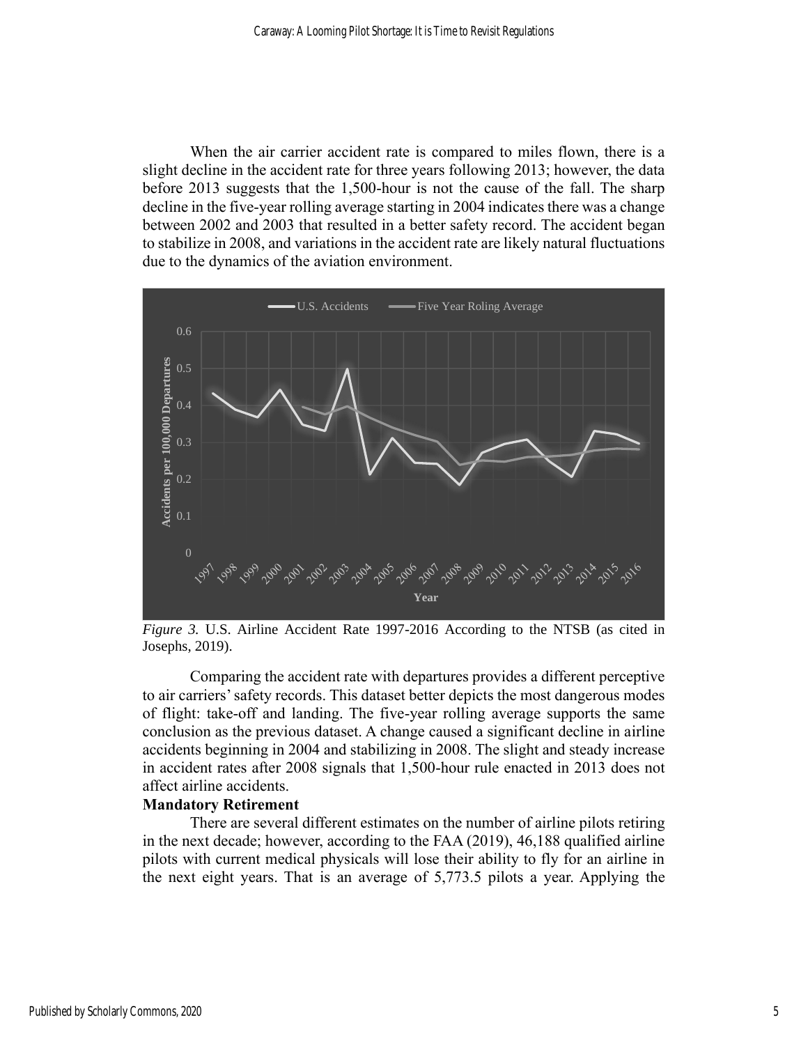When the air carrier accident rate is compared to miles flown, there is a slight decline in the accident rate for three years following 2013; however, the data before 2013 suggests that the 1,500-hour is not the cause of the fall. The sharp decline in the five-year rolling average starting in 2004 indicates there was a change between 2002 and 2003 that resulted in a better safety record. The accident began to stabilize in 2008, and variations in the accident rate are likely natural fluctuations due to the dynamics of the aviation environment.

*Figure 3.* U.S. Airline Accident Rate 1997-2016 According to the NTSB (as cited in Josephs, 2019).

Comparing the accident rate with departures provides a different perceptive to air carriers' safety records. This dataset better depicts the most dangerous modes of flight: take-off and landing. The five-year rolling average supports the same conclusion as the previous dataset. A change caused a significant decline in airline accidents beginning in 2004 and stabilizing in 2008. The slight and steady increase in accident rates after 2008 signals that 1,500-hour rule enacted in 2013 does not affect airline accidents.

**Mandatory Retirement**

There are several different estimates on the number of airline pilots retiring in the next decade; however, according to the FAA (2019), 46,188 qualified airline pilots with current medical physicals will lose their ability to fly for an airline in the next eight years. That is an average of 5,773.5 pilots a year. Applying the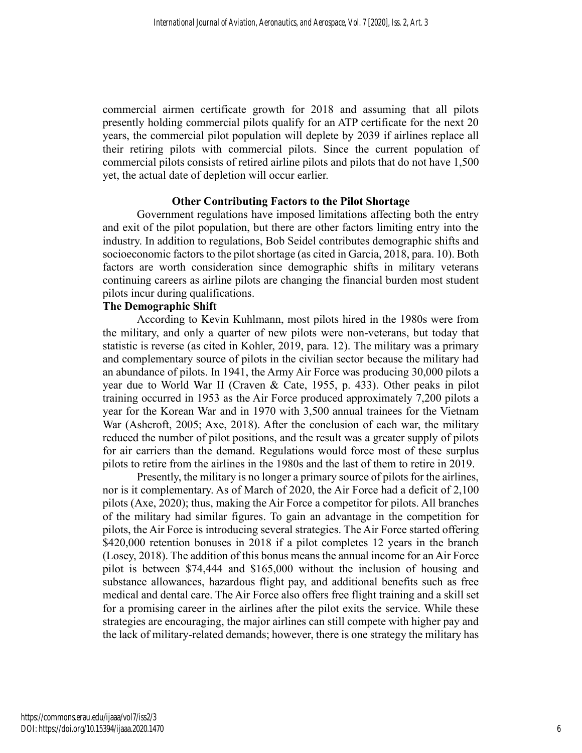commercial airmen certificate growth for 2018 and assuming that all pilots presently holding commercial pilots qualify for an ATP certificate for the next 20 years, the commercial pilot population will deplete by 2039 if airlines replace all their retiring pilots with commercial pilots. Since the current population of commercial pilots consists of retired airline pilots and pilots that do not have 1,500 yet, the actual date of depletion will occur earlier.

## Other Contributing Factors to the Pilot Shortage

Government regulations have imposed limitations affecting both the entry and exit of the pilot population, but there are other factors limiting entry into the industry. In addition to regulations, Bob Seidel contributes demographic shifts and socioeconomic factors to the pilot shortage (as cited in Garcia, 2018, para. 10). Both factors are worth consideration since demographic shifts in military veterans continuing careers as airline pilots are changing the financial burden most student pilots incur during qualifications.

### The Demographic Shift

According to Kevin Kuhlmann, most pilots hired in the 1980s were from the military, and only a quarter of new pilots were non-veterans, but today that statistic is reverse (as cited in Kohler, 2019, para. 12). The military was a primary and complementary source of pilots in the civilian sector because the military had an abundance of pilots. In 1941, the Army Air Force was producing 30,000 pilots a year due to World War II (Craven & Cate, 1955, p. 433). Other peaks in pilot training occurred in 1953 as the Air Force produced approximately 7,200 pilots a year for the Korean War and in 1970 with 3,500 annual trainees for the Vietnam War (Ashcroft, 2005; Axe, 2018). After the conclusion of each war, the military reduced the number of pilot positions, and the result was a greater supply of pilots for air carriers than the demand. Regulations would force most of these surplus pilots to retire from the airlines in the 1980s and the last of them to retire in 2019.

Presently, the military is no longer a primary source of pilots for the airlines, nor is it complementary. As of March of 2020, the Air Force had a deficit of 2,100 pilots (Axe, 2020); thus, making the Air Force a competitor for pilots. All branches of the military had similar figures. To gain an advantage in the competition for pilots, the Air Force is introducing several strategies. The Air Force started offering $420,000 retention bonuses in 2018 if a pilot completes 12 years in the branch (Losey, 2018). The addition of this bonus means the annual income for an Air Force pilot is between $74,444 and $165,000 without the inclusion of housing and substance allowances, hazardous flight pay, and additional benefits such as free medical and dental care. The Air Force also offers free flight training and a skill set for a promising career in the airlines after the pilot exits the service. While these strategies are encouraging, the major airlines can still compete with higher pay and the lack of military-related demands; however, there is one strategy the military has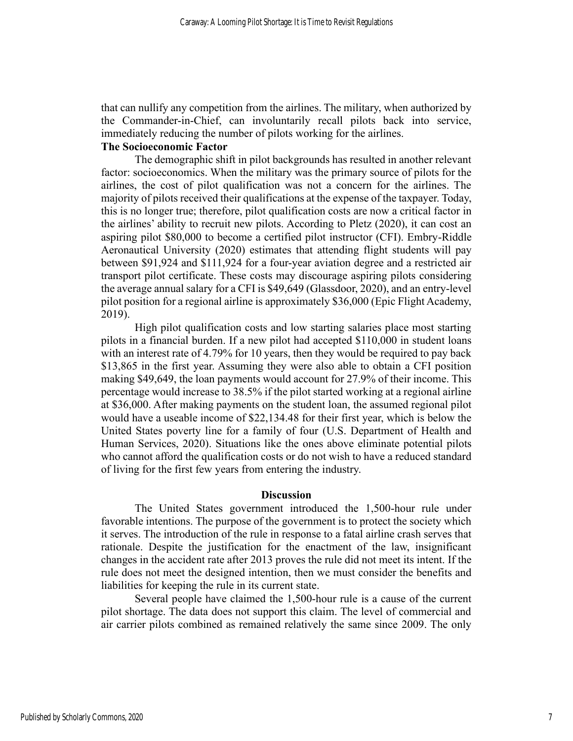that can nullify any competition from the airlines. The military, when authorized by the Commander-in-Chief, can involuntarily recall pilots back into service, immediately reducing the number of pilots working for the airlines.

**The Socioeconomic Factor**

The demographic shift in pilot backgrounds has resulted in another relevant factor: socioeconomics. When the military was the primary source of pilots for the airlines, the cost of pilot qualification was not a concern for the airlines. The majority of pilots received their qualifications at the expense of the taxpayer. Today, this is no longer true; therefore, pilot qualification costs are now a critical factor in the airlines' ability to recruit new pilots. According to Pletz (2020), it can cost an aspiring pilot $80,000 to become a certified pilot instructor (CFI). Embry-Riddle Aeronautical University (2020) estimates that attending flight students will pay between $91,924 and $111,924 for a four-year aviation degree and a restricted air transport pilot certificate. These costs may discourage aspiring pilots considering the average annual salary for a CFI is $49,649 (Glassdoor, 2020), and an entry-level pilot position for a regional airline is approximately $36,000 (Epic Flight Academy, 2019).

High pilot qualification costs and low starting salaries place most starting pilots in a financial burden. If a new pilot had accepted $110,000 in student loans with an interest rate of 4.79% for 10 years, then they would be required to pay back $13,865 in the first year. Assuming they were also able to obtain a CFI position making $49,649, the loan payments would account for 27.9% of their income. This percentage would increase to 38.5% if the pilot started working at a regional airline at $36,000. After making payments on the student loan, the assumed regional pilot would have a useable income of $22,134.48 for their first year, which is below the United States poverty line for a family of four (U.S. Department of Health and Human Services, 2020). Situations like the ones above eliminate potential pilots who cannot afford the qualification costs or do not wish to have a reduced standard of living for the first few years from entering the industry.

## Discussion

The United States government introduced the 1,500-hour rule under favorable intentions. The purpose of the government is to protect the society which it serves. The introduction of the rule in response to a fatal airline crash serves that rationale. Despite the justification for the enactment of the law, insignificant changes in the accident rate after 2013 proves the rule did not meet its intent. If the rule does not meet the designed intention, then we must consider the benefits and liabilities for keeping the rule in its current state.

Several people have claimed the 1,500-hour rule is a cause of the current pilot shortage. The data does not support this claim. The level of commercial and air carrier pilots combined as remained relatively the same since 2009. The only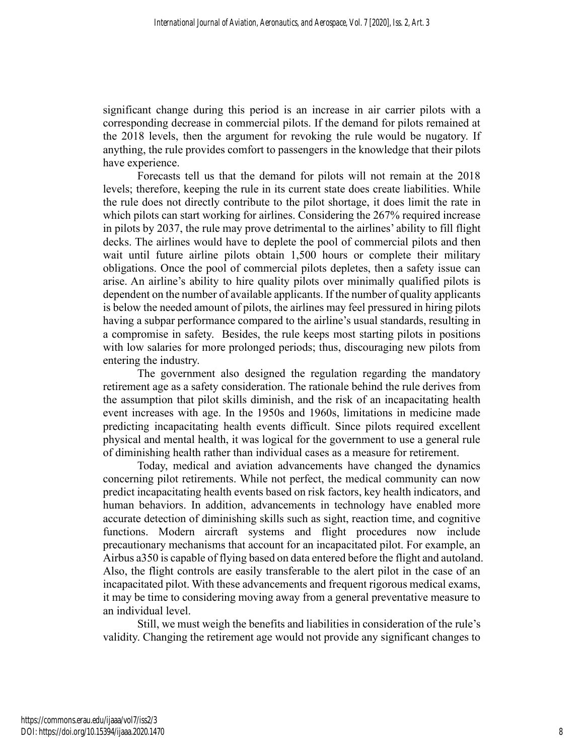significant change during this period is an increase in air carrier pilots with a corresponding decrease in commercial pilots. If the demand for pilots remained at the 2018 levels, then the argument for revoking the rule would be nugatory. If anything, the rule provides comfort to passengers in the knowledge that their pilots have experience.

Forecasts tell us that the demand for pilots will not remain at the 2018 levels; therefore, keeping the rule in its current state does create liabilities. While the rule does not directly contribute to the pilot shortage, it does limit the rate in which pilots can start working for airlines. Considering the 267% required increase in pilots by 2037, the rule may prove detrimental to the airlines' ability to fill flight decks. The airlines would have to deplete the pool of commercial pilots and then wait until future airline pilots obtain 1,500 hours or complete their military obligations. Once the pool of commercial pilots depletes, then a safety issue can arise. An airline's ability to hire quality pilots over minimally qualified pilots is dependent on the number of available applicants. If the number of quality applicants is below the needed amount of pilots, the airlines may feel pressured in hiring pilots having a subpar performance compared to the airline's usual standards, resulting in a compromise in safety. Besides, the rule keeps most starting pilots in positions with low salaries for more prolonged periods; thus, discouraging new pilots from entering the industry.

The government also designed the regulation regarding the mandatory retirement age as a safety consideration. The rationale behind the rule derives from the assumption that pilot skills diminish, and the risk of an incapacitating health event increases with age. In the 1950s and 1960s, limitations in medicine made predicting incapacitating health events difficult. Since pilots required excellent physical and mental health, it was logical for the government to use a general rule of diminishing health rather than individual cases as a measure for retirement.

Today, medical and aviation advancements have changed the dynamics concerning pilot retirements. While not perfect, the medical community can now predict incapacitating health events based on risk factors, key health indicators, and human behaviors. In addition, advancements in technology have enabled more accurate detection of diminishing skills such as sight, reaction time, and cognitive functions. Modern aircraft systems and flight procedures now include precautionary mechanisms that account for an incapacitated pilot. For example, an Airbus a350 is capable of flying based on data entered before the flight and autoland. Also, the flight controls are easily transferable to the alert pilot in the case of an incapacitated pilot. With these advancements and frequent rigorous medical exams, it may be time to considering moving away from a general preventative measure to an individual level.

Still, we must weigh the benefits and liabilities in consideration of the rule's validity. Changing the retirement age would not provide any significant changes to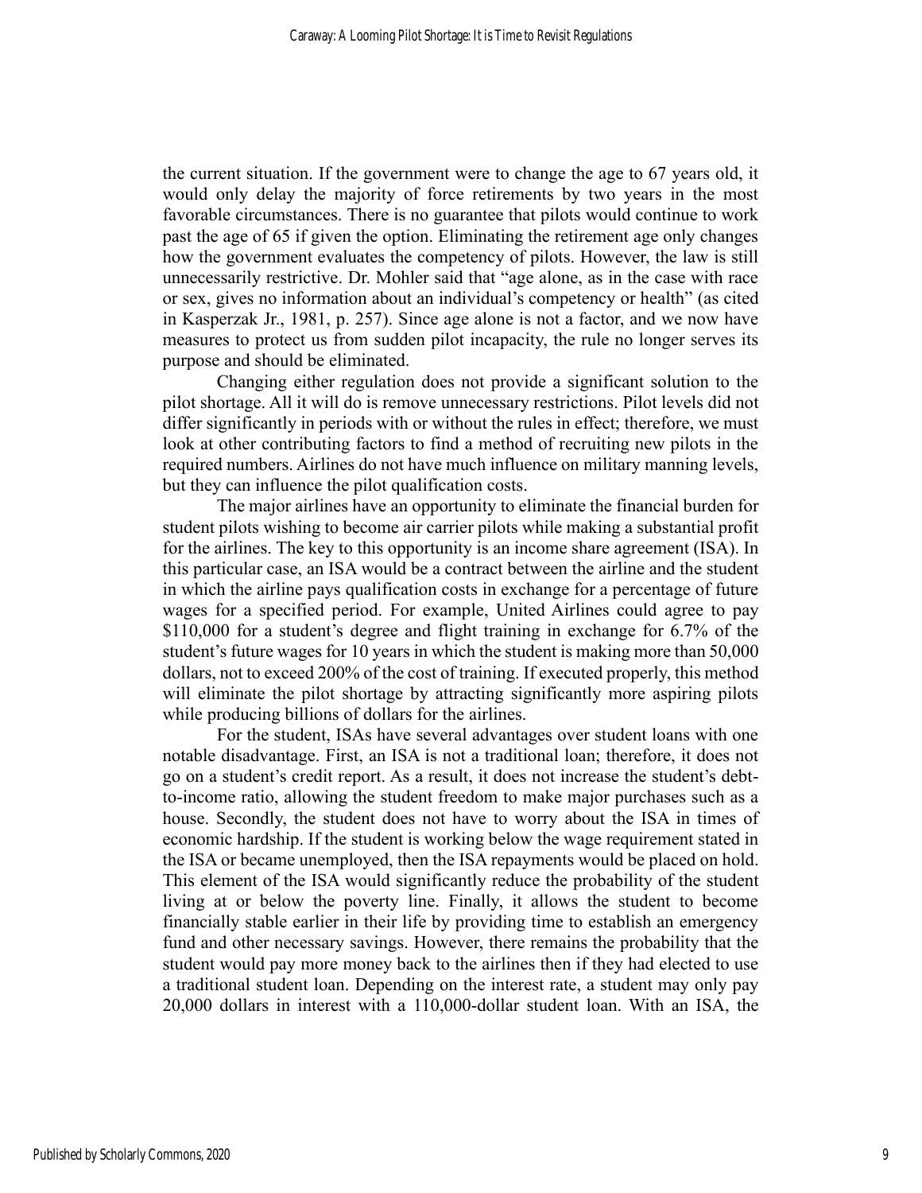the current situation. If the government were to change the age to 67 years old, it would only delay the majority of force retirements by two years in the most favorable circumstances. There is no guarantee that pilots would continue to work past the age of 65 if given the option. Eliminating the retirement age only changes how the government evaluates the competency of pilots. However, the law is still unnecessarily restrictive. Dr. Mohler said that "age alone, as in the case with race or sex, gives no information about an individual's competency or health" (as cited in Kasperzak Jr., 1981, p. 257). Since age alone is not a factor, and we now have measures to protect us from sudden pilot incapacity, the rule no longer serves its purpose and should be eliminated.

Changing either regulation does not provide a significant solution to the pilot shortage. All it will do is remove unnecessary restrictions. Pilot levels did not differ significantly in periods with or without the rules in effect; therefore, we must look at other contributing factors to find a method of recruiting new pilots in the required numbers. Airlines do not have much influence on military manning levels, but they can influence the pilot qualification costs.

The major airlines have an opportunity to eliminate the financial burden for student pilots wishing to become air carrier pilots while making a substantial profit for the airlines. The key to this opportunity is an income share agreement (ISA). In this particular case, an ISA would be a contract between the airline and the student in which the airline pays qualification costs in exchange for a percentage of future wages for a specified period. For example, United Airlines could agree to pay $110,000 for a student's degree and flight training in exchange for 6.7% of the student's future wages for 10 years in which the student is making more than 50,000 dollars, not to exceed 200% of the cost of training. If executed properly, this method will eliminate the pilot shortage by attracting significantly more aspiring pilots while producing billions of dollars for the airlines.

For the student, ISAs have several advantages over student loans with one notable disadvantage. First, an ISA is not a traditional loan; therefore, it does not go on a student's credit report. As a result, it does not increase the student's debt-to-income ratio, allowing the student freedom to make major purchases such as a house. Secondly, the student does not have to worry about the ISA in times of economic hardship. If the student is working below the wage requirement stated in the ISA or became unemployed, then the ISA repayments would be placed on hold. This element of the ISA would significantly reduce the probability of the student living at or below the poverty line. Finally, it allows the student to become financially stable earlier in their life by providing time to establish an emergency fund and other necessary savings. However, there remains the probability that the student would pay more money back to the airlines then if they had elected to use a traditional student loan. Depending on the interest rate, a student may only pay 20,000 dollars in interest with a 110,000-dollar student loan. With an ISA, the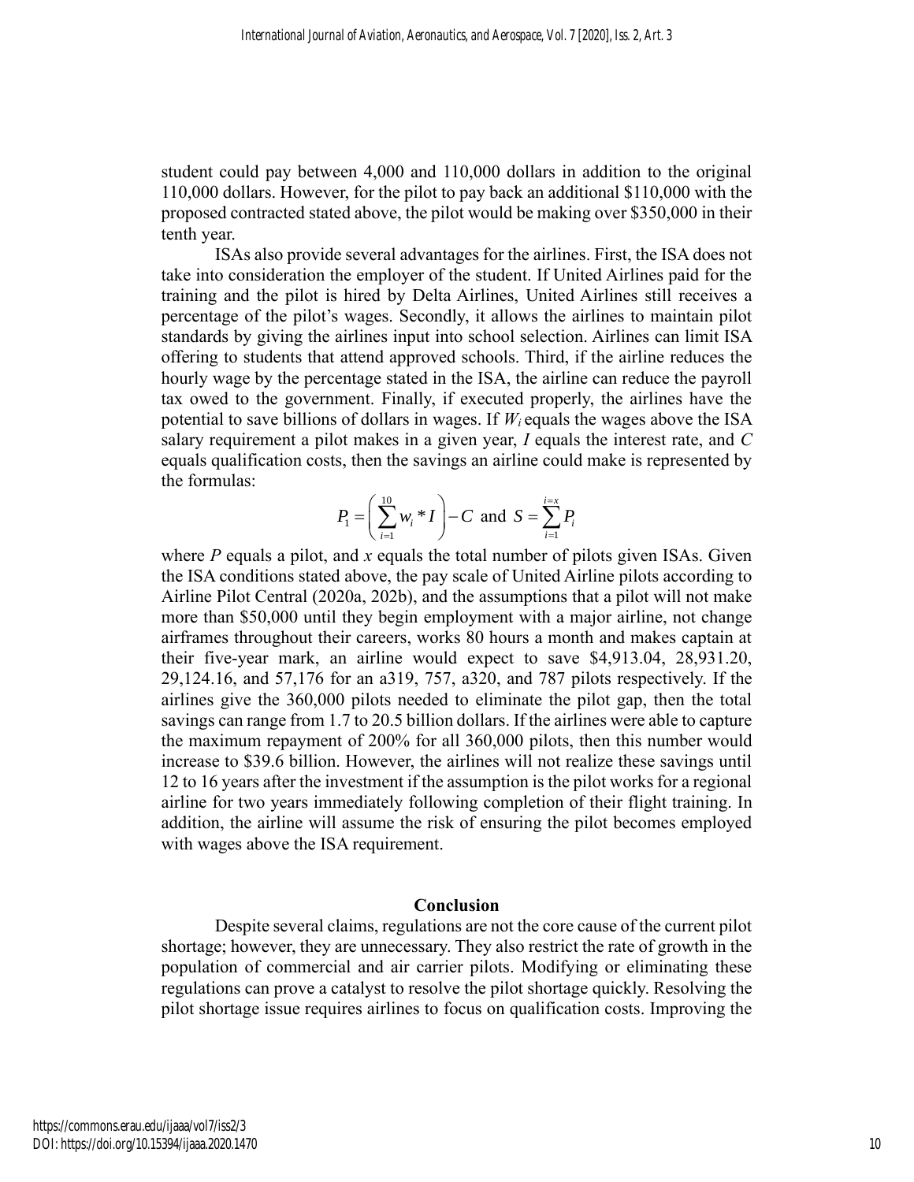student could pay between 4,000 and 110,000 dollars in addition to the original 110,000 dollars. However, for the pilot to pay back an additional $110,000 with the proposed contracted stated above, the pilot would be making over $350,000 in their tenth year.

ISAs also provide several advantages for the airlines. First, the ISA does not take into consideration the employer of the student. If United Airlines paid for the training and the pilot is hired by Delta Airlines, United Airlines still receives a percentage of the pilot's wages. Secondly, it allows the airlines to maintain pilot standards by giving the airlines input into school selection. Airlines can limit ISA offering to students that attend approved schools. Third, if the airline reduces the hourly wage by the percentage stated in the ISA, the airline can reduce the payroll tax owed to the government. Finally, if executed properly, the airlines have the potential to save billions of dollars in wages. If $W_i$ equals the wages above the ISA salary requirement a pilot makes in a given year, $I$ equals the interest rate, and $C$ equals qualification costs, then the savings an airline could make is represented by the formulas:

$$P_1 = \left( \sum_{i=1}^{10} w_i * I \right) - C \text{ and } S = \sum_{i=1}^{i=x} P_i$$

where $P$ equals a pilot, and $x$ equals the total number of pilots given ISAs. Given the ISA conditions stated above, the pay scale of United Airline pilots according to Airline Pilot Central (2020a, 202b), and the assumptions that a pilot will not make more than $50,000 until they begin employment with a major airline, not change airframes throughout their careers, works 80 hours a month and makes captain at their five-year mark, an airline would expect to save $4,913.04, 28,931.20, 29,124.16, and 57,176 for an a319, 757, a320, and 787 pilots respectively. If the airlines give the 360,000 pilots needed to eliminate the pilot gap, then the total savings can range from 1.7 to 20.5 billion dollars. If the airlines were able to capture the maximum repayment of 200% for all 360,000 pilots, then this number would increase to $39.6 billion. However, the airlines will not realize these savings until 12 to 16 years after the investment if the assumption is the pilot works for a regional airline for two years immediately following completion of their flight training. In addition, the airline will assume the risk of ensuring the pilot becomes employed with wages above the ISA requirement.

## Conclusion

Despite several claims, regulations are not the core cause of the current pilot shortage; however, they are unnecessary. They also restrict the rate of growth in the population of commercial and air carrier pilots. Modifying or eliminating these regulations can prove a catalyst to resolve the pilot shortage quickly. Resolving the pilot shortage issue requires airlines to focus on qualification costs. Improving the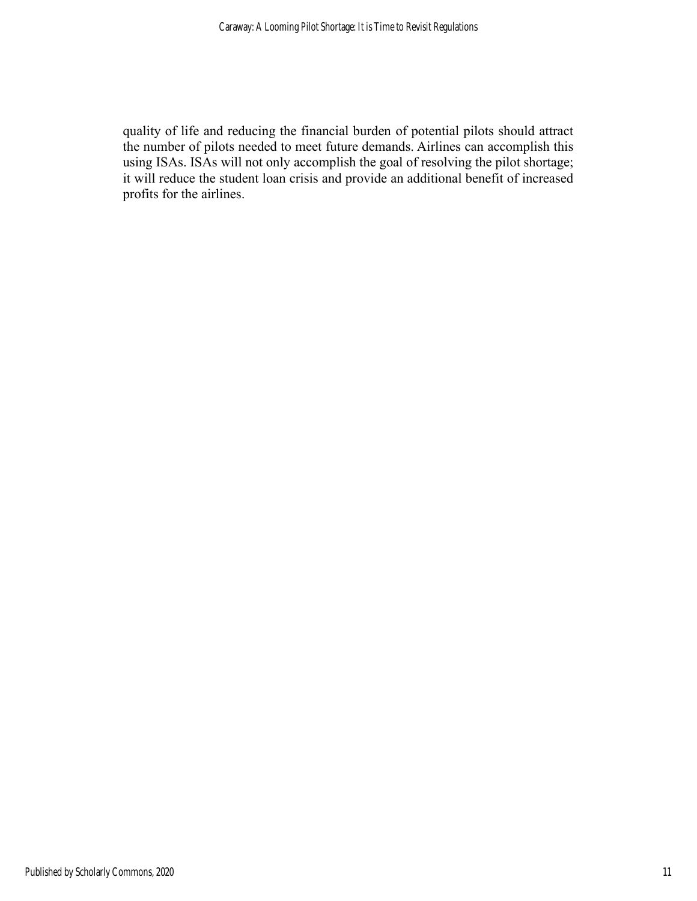quality of life and reducing the financial burden of potential pilots should attract the number of pilots needed to meet future demands. Airlines can accomplish this using ISAs. ISAs will not only accomplish the goal of resolving the pilot shortage; it will reduce the student loan crisis and provide an additional benefit of increased profits for the airlines.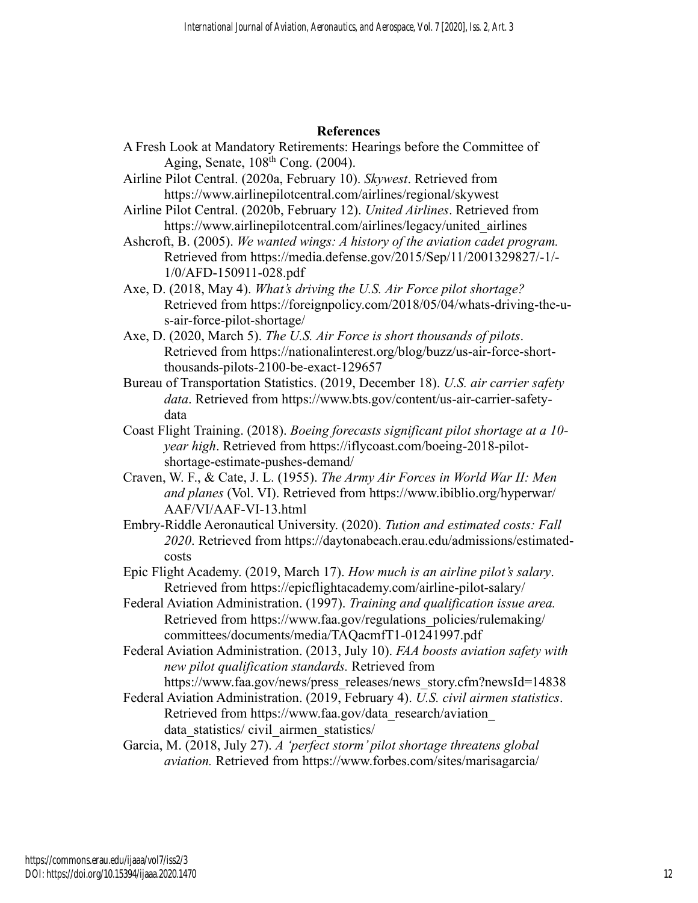## References

A Fresh Look at Mandatory Retirements: Hearings before the Committee of Aging, Senate, 108th Cong. (2004).

Airline Pilot Central. (2020a, February 10). *Skywest*. Retrieved from https://www.airlinepilotcentral.com/airlines/regional/skywest

Airline Pilot Central. (2020b, February 12). *United Airlines*. Retrieved from https://www.airlinepilotcentral.com/airlines/legacy/united_airlines

Ashcroft, B. (2005). *We wanted wings: A history of the aviation cadet program.* Retrieved from https://media.defense.gov/2015/Sep/11/2001329827/-1/-1/0/AFD-150911-028.pdf

Axe, D. (2018, May 4). *What's driving the U.S. Air Force pilot shortage?* Retrieved from https://foreignpolicy.com/2018/05/04/whats-driving-the-u-s-air-force-pilot-shortage/

Axe, D. (2020, March 5). *The U.S. Air Force is short thousands of pilots*. Retrieved from https://nationalinterest.org/blog/buzz/us-air-force-short-thousands-pilots-2100-be-exact-129657

Bureau of Transportation Statistics. (2019, December 18). *U.S. air carrier safety data*. Retrieved from https://www.bts.gov/content/us-air-carrier-safety-data

Coast Flight Training. (2018). *Boeing forecasts significant pilot shortage at a 10-year high*. Retrieved from https://iflycoast.com/boeing-2018-pilot-shortage-estimate-pushes-demand/

Craven, W. F., & Cate, J. L. (1955). *The Army Air Forces in World War II: Men and planes* (Vol. VI). Retrieved from https://www.ibiblio.org/hyperwar/AAF/VI/AAF-VI-13.html

Embry-Riddle Aeronautical University. (2020). *Tution and estimated costs: Fall 2020*. Retrieved from https://daytonabeach.erau.edu/admissions/estimated-costs

Epic Flight Academy. (2019, March 17). *How much is an airline pilot's salary*. Retrieved from https://epicflightacademy.com/airline-pilot-salary/

Federal Aviation Administration. (1997). *Training and qualification issue area.* Retrieved from https://www.faa.gov/regulations_policies/rulemaking/committees/documents/media/TAQacmfT1-01241997.pdf

Federal Aviation Administration. (2013, July 10). *FAA boosts aviation safety with new pilot qualification standards.* Retrieved from https://www.faa.gov/news/press_releases/news_story.cfm?newsId=14838

Federal Aviation Administration. (2019, February 4). *U.S. civil airmen statistics*. Retrieved from https://www.faa.gov/data_research/aviation_data_statistics/ civil_airmen_statistics/

Garcia, M. (2018, July 27). *A 'perfect storm' pilot shortage threatens global aviation.* Retrieved from https://www.forbes.com/sites/marisagarcia/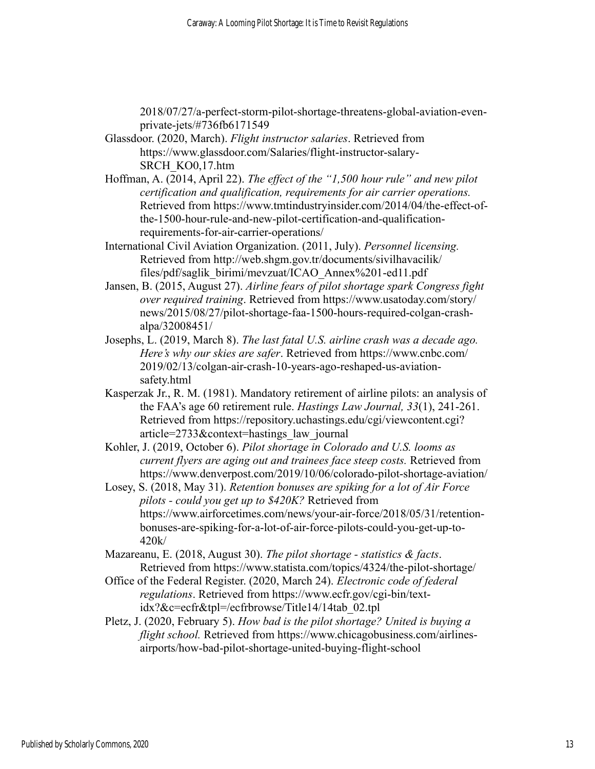2018/07/27/a-perfect-storm-pilot-shortage-threatens-global-aviation-even-private-jets/#736fb6171549

Glassdoor. (2020, March). *Flight instructor salaries*. Retrieved from https://www.glassdoor.com/Salaries/flight-instructor-salary-SRCH_KO0,17.htm

Hoffman, A. (2014, April 22). *The effect of the "1,500 hour rule" and new pilot certification and qualification, requirements for air carrier operations.* Retrieved from https://www.tmtindustryinsider.com/2014/04/the-effect-of-the-1500-hour-rule-and-new-pilot-certification-and-qualification-requirements-for-air-carrier-operations/

International Civil Aviation Organization. (2011, July). *Personnel licensing.* Retrieved from http://web.shgm.gov.tr/documents/sivilhavacilik/files/pdf/saglik_birimi/mevzuat/ICAO_Annex%201-ed11.pdf

Jansen, B. (2015, August 27). *Airline fears of pilot shortage spark Congress fight over required training*. Retrieved from https://www.usatoday.com/story/news/2015/08/27/pilot-shortage-faa-1500-hours-required-colgan-crash-alpa/32008451/

Josephs, L. (2019, March 8). *The last fatal U.S. airline crash was a decade ago. Here's why our skies are safer*. Retrieved from https://www.cnbc.com/2019/02/13/colgan-air-crash-10-years-ago-reshaped-us-aviation-safety.html

Kasperzak Jr., R. M. (1981). Mandatory retirement of airline pilots: an analysis of the FAA's age 60 retirement rule. *Hastings Law Journal, 33*(1), 241-261. Retrieved from https://repository.uchastings.edu/cgi/viewcontent.cgi?article=2733&context=hastings_law_journal

Kohler, J. (2019, October 6). *Pilot shortage in Colorado and U.S. looms as current flyers are aging out and trainees face steep costs.* Retrieved from https://www.denverpost.com/2019/10/06/colorado-pilot-shortage-aviation/

Losey, S. (2018, May 31). *Retention bonuses are spiking for a lot of Air Force pilots - could you get up to $420K?* Retrieved from https://www.airforcetimes.com/news/your-air-force/2018/05/31/retention-bonuses-are-spiking-for-a-lot-of-air-force-pilots-could-you-get-up-to-420k/

Mazareanu, E. (2018, August 30). *The pilot shortage - statistics & facts*. Retrieved from https://www.statista.com/topics/4324/the-pilot-shortage/

Office of the Federal Register. (2020, March 24). *Electronic code of federal regulations*. Retrieved from https://www.ecfr.gov/cgi-bin/text-idx?&c=ecfr&tpl=/ecfrbrowse/Title14/14tab_02.tpl

Pletz, J. (2020, February 5). *How bad is the pilot shortage? United is buying a flight school.* Retrieved from https://www.chicagobusiness.com/airlines-airports/how-bad-pilot-shortage-united-buying-flight-school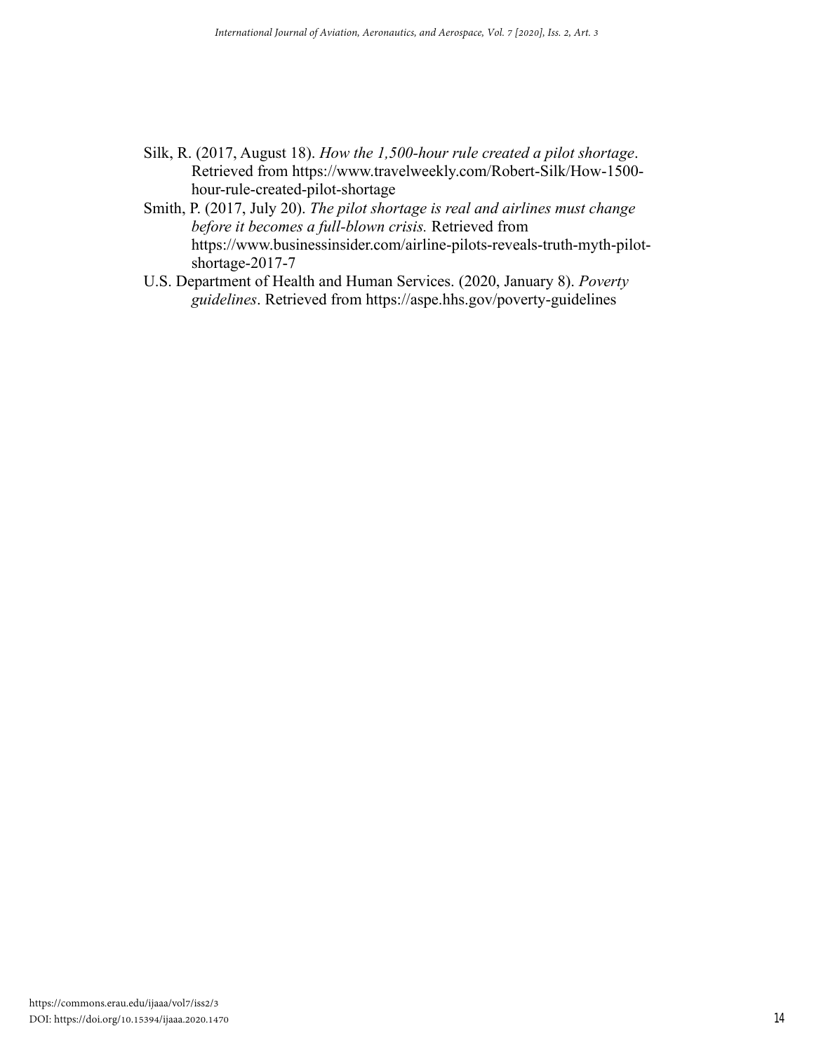Silk, R. (2017, August 18). *How the 1,500-hour rule created a pilot shortage*. Retrieved from https://www.travelweekly.com/Robert-Silk/How-1500-hour-rule-created-pilot-shortage

Smith, P. (2017, July 20). *The pilot shortage is real and airlines must change before it becomes a full-blown crisis.* Retrieved from https://www.businessinsider.com/airline-pilots-reveals-truth-myth-pilot-shortage-2017-7

U.S. Department of Health and Human Services. (2020, January 8). *Poverty guidelines*. Retrieved from https://aspe.hhs.gov/poverty-guidelines